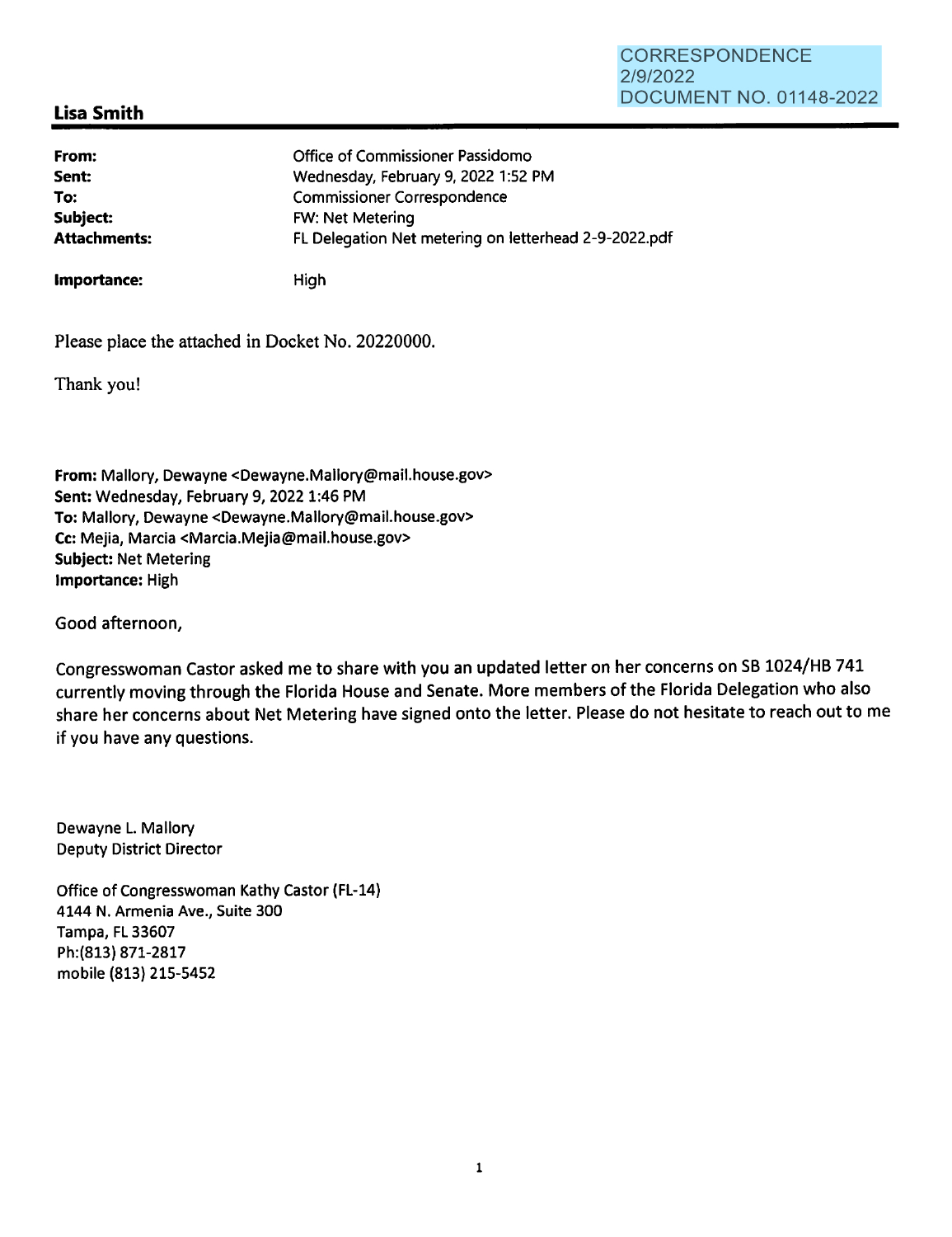CORRESPONDENCE
2/9/2022
DOCUMENT NO. 01148-2022

**Lisa Smith**

| | |
|---|---|
| **From:** | Office of Commissioner Passidomo |
| **Sent:** | Wednesday, February 9, 2022 1:52 PM |
| **To:** | Commissioner Correspondence |
| **Subject:** | FW: Net Metering |
| **Attachments:** | FL Delegation Net metering on letterhead 2-9-2022.pdf |
| **Importance:** | High |

Please place the attached in Docket No. 20220000.

Thank you!

**From:** Mallory, Dewayne <Dewayne.Mallory@mail.house.gov>
**Sent:** Wednesday, February 9, 2022 1:46 PM
**To:** Mallory, Dewayne <Dewayne.Mallory@mail.house.gov>
**Cc:** Mejia, Marcia <Marcia.Mejia@mail.house.gov>
**Subject:** Net Metering
**Importance:** High

Good afternoon,

Congresswoman Castor asked me to share with you an updated letter on her concerns on SB 1024/HB 741 currently moving through the Florida House and Senate. More members of the Florida Delegation who also share her concerns about Net Metering have signed onto the letter. Please do not hesitate to reach out to me if you have any questions.

Dewayne L. Mallory
Deputy District Director

Office of Congresswoman Kathy Castor (FL-14)
4144 N. Armenia Ave., Suite 300
Tampa, FL 33607
Ph:(813) 871-2817
mobile (813) 215-5452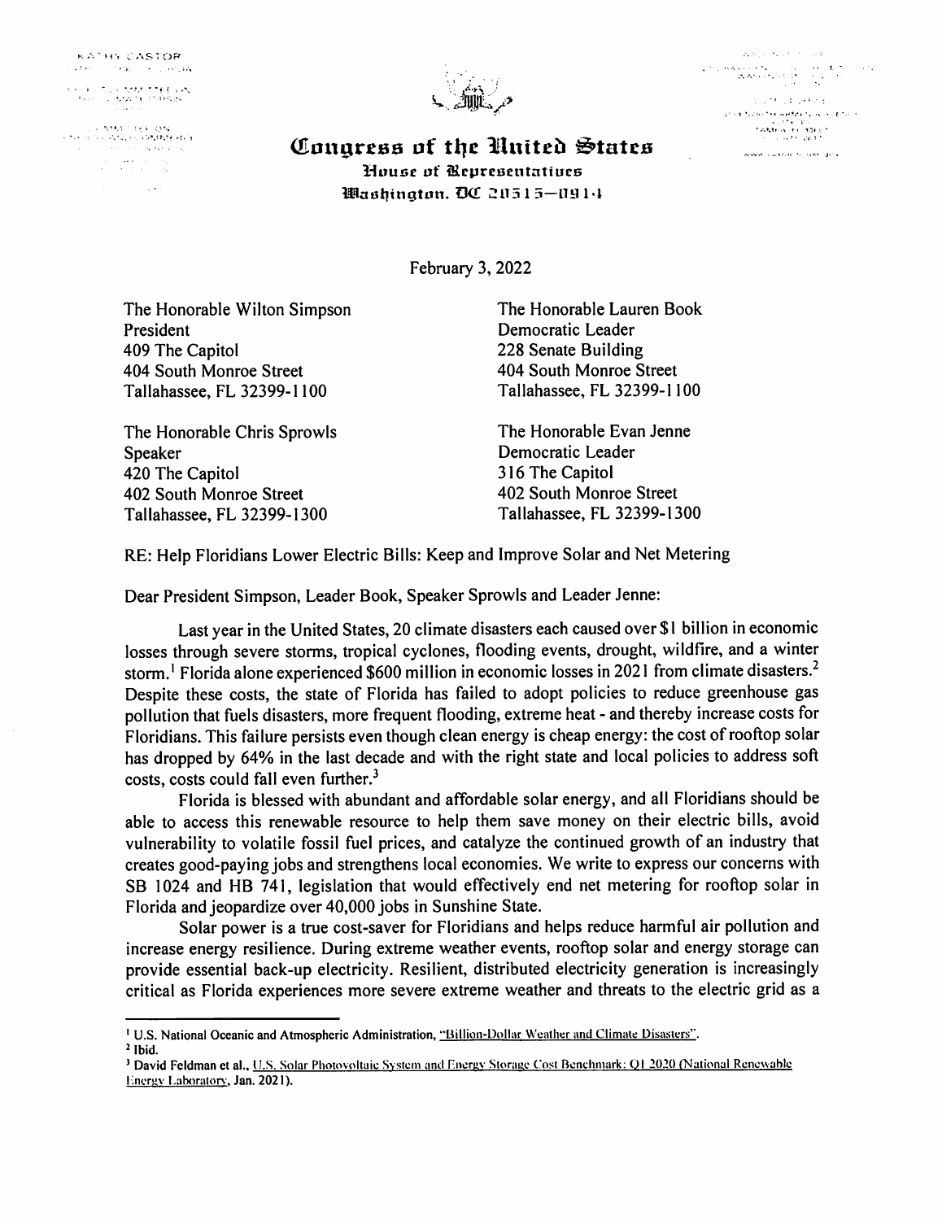Congress of the United States
House of Representatives
Washington, DC 20515—0914

February 3, 2022

The Honorable Wilton Simpson
President
409 The Capitol
404 South Monroe Street
Tallahassee, FL 32399-1100

The Honorable Lauren Book
Democratic Leader
228 Senate Building
404 South Monroe Street
Tallahassee, FL 32399-1100

The Honorable Chris Sprowls
Speaker
420 The Capitol
402 South Monroe Street
Tallahassee, FL 32399-1300

The Honorable Evan Jenne
Democratic Leader
316 The Capitol
402 South Monroe Street
Tallahassee, FL 32399-1300

RE: Help Floridians Lower Electric Bills: Keep and Improve Solar and Net Metering

Dear President Simpson, Leader Book, Speaker Sprowls and Leader Jenne:

Last year in the United States, 20 climate disasters each caused over $1 billion in economic losses through severe storms, tropical cyclones, flooding events, drought, wildfire, and a winter storm.[1] Florida alone experienced $600 million in economic losses in 2021 from climate disasters.[2] Despite these costs, the state of Florida has failed to adopt policies to reduce greenhouse gas pollution that fuels disasters, more frequent flooding, extreme heat - and thereby increase costs for Floridians. This failure persists even though clean energy is cheap energy: the cost of rooftop solar has dropped by 64% in the last decade and with the right state and local policies to address soft costs, costs could fall even further.[3]

Florida is blessed with abundant and affordable solar energy, and all Floridians should be able to access this renewable resource to help them save money on their electric bills, avoid vulnerability to volatile fossil fuel prices, and catalyze the continued growth of an industry that creates good-paying jobs and strengthens local economies. We write to express our concerns with SB 1024 and HB 741, legislation that would effectively end net metering for rooftop solar in Florida and jeopardize over 40,000 jobs in Sunshine State.

Solar power is a true cost-saver for Floridians and helps reduce harmful air pollution and increase energy resilience. During extreme weather events, rooftop solar and energy storage can provide essential back-up electricity. Resilient, distributed electricity generation is increasingly critical as Florida experiences more severe extreme weather and threats to the electric grid as a

---

[1] U.S. National Oceanic and Atmospheric Administration, "Billion-Dollar Weather and Climate Disasters".

[2] Ibid.

[3] David Feldman et al., U.S. Solar Photovoltaic System and Energy Storage Cost Benchmark: Q1 2020 (National Renewable Energy Laboratory, Jan. 2021).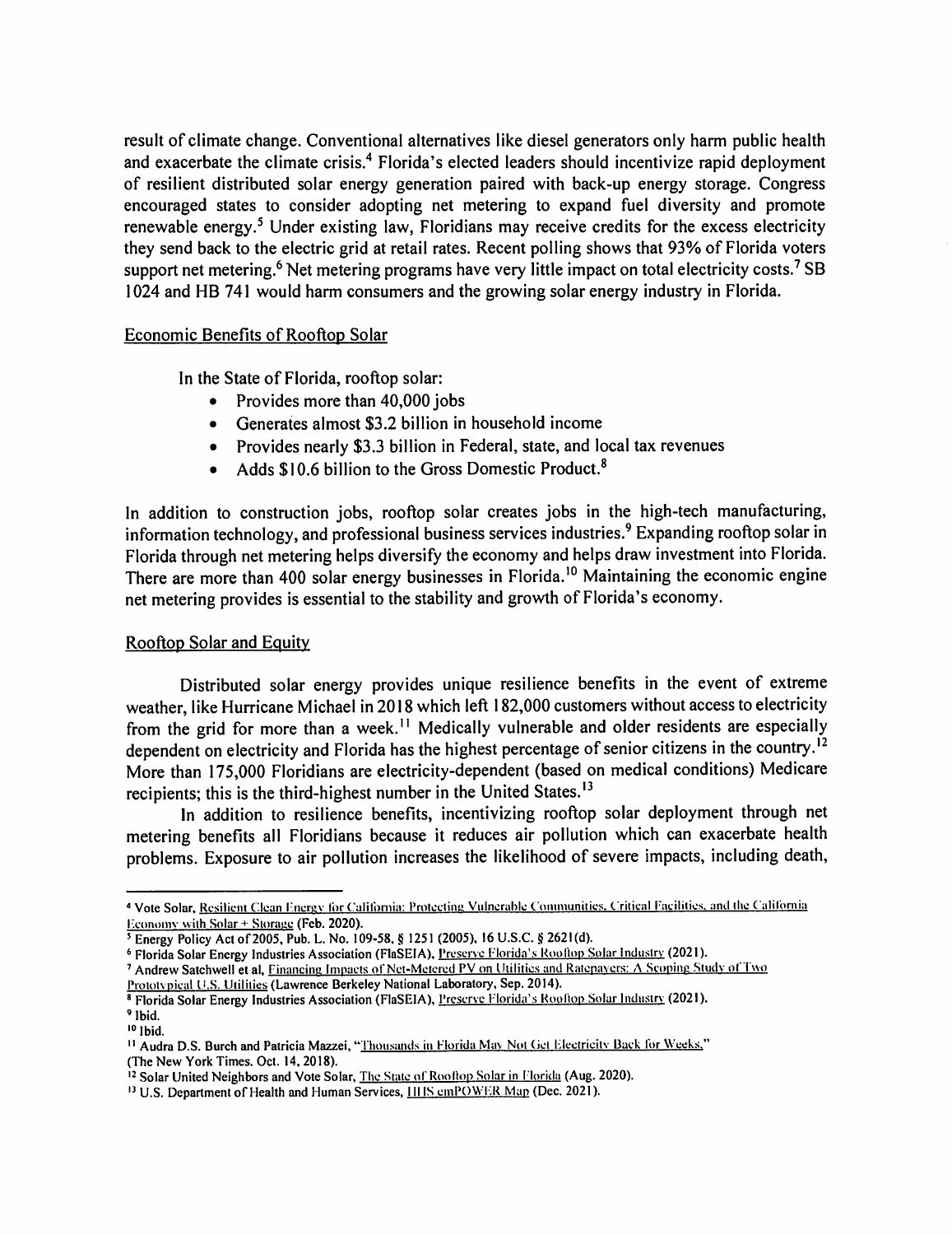result of climate change. Conventional alternatives like diesel generators only harm public health and exacerbate the climate crisis.[4] Florida's elected leaders should incentivize rapid deployment of resilient distributed solar energy generation paired with back-up energy storage. Congress encouraged states to consider adopting net metering to expand fuel diversity and promote renewable energy.[5] Under existing law, Floridians may receive credits for the excess electricity they send back to the electric grid at retail rates. Recent polling shows that 93% of Florida voters support net metering.[6] Net metering programs have very little impact on total electricity costs.[7] SB 1024 and HB 741 would harm consumers and the growing solar energy industry in Florida.

## Economic Benefits of Rooftop Solar

In the State of Florida, rooftop solar:

- Provides more than 40,000 jobs
- Generates almost $3.2 billion in household income
- Provides nearly $3.3 billion in Federal, state, and local tax revenues
- Adds $10.6 billion to the Gross Domestic Product.[8]

In addition to construction jobs, rooftop solar creates jobs in the high-tech manufacturing, information technology, and professional business services industries.[9] Expanding rooftop solar in Florida through net metering helps diversify the economy and helps draw investment into Florida. There are more than 400 solar energy businesses in Florida.[10] Maintaining the economic engine net metering provides is essential to the stability and growth of Florida's economy.

## Rooftop Solar and Equity

Distributed solar energy provides unique resilience benefits in the event of extreme weather, like Hurricane Michael in 2018 which left 182,000 customers without access to electricity from the grid for more than a week.[11] Medically vulnerable and older residents are especially dependent on electricity and Florida has the highest percentage of senior citizens in the country.[12] More than 175,000 Floridians are electricity-dependent (based on medical conditions) Medicare recipients; this is the third-highest number in the United States.[13]

In addition to resilience benefits, incentivizing rooftop solar deployment through net metering benefits all Floridians because it reduces air pollution which can exacerbate health problems. Exposure to air pollution increases the likelihood of severe impacts, including death,

---

[4] Vote Solar, Resilient Clean Energy for California: Protecting Vulnerable Communities, Critical Facilities, and the California Economy with Solar + Storage (Feb. 2020).

[5] Energy Policy Act of 2005, Pub. L. No. 109-58, § 1251 (2005), 16 U.S.C. § 2621(d).

[6] Florida Solar Energy Industries Association (FlaSEIA), Preserve Florida's Rooftop Solar Industry (2021).

[7] Andrew Satchwell et al, Financing Impacts of Net-Metered PV on Utilities and Ratepayers: A Scoping Study of Two Prototypical U.S. Utilities (Lawrence Berkeley National Laboratory, Sep. 2014).

[8] Florida Solar Energy Industries Association (FlaSEIA), Preserve Florida's Rooftop Solar Industry (2021).

[9] Ibid.

[10] Ibid.

[11] Audra D.S. Burch and Patricia Mazzei, "Thousands in Florida May Not Get Electricity Back for Weeks," (The New York Times. Oct. 14, 2018).

[12] Solar United Neighbors and Vote Solar, The State of Rooftop Solar in Florida (Aug. 2020).

[13] U.S. Department of Health and Human Services, HHS emPOWER Map (Dec. 2021).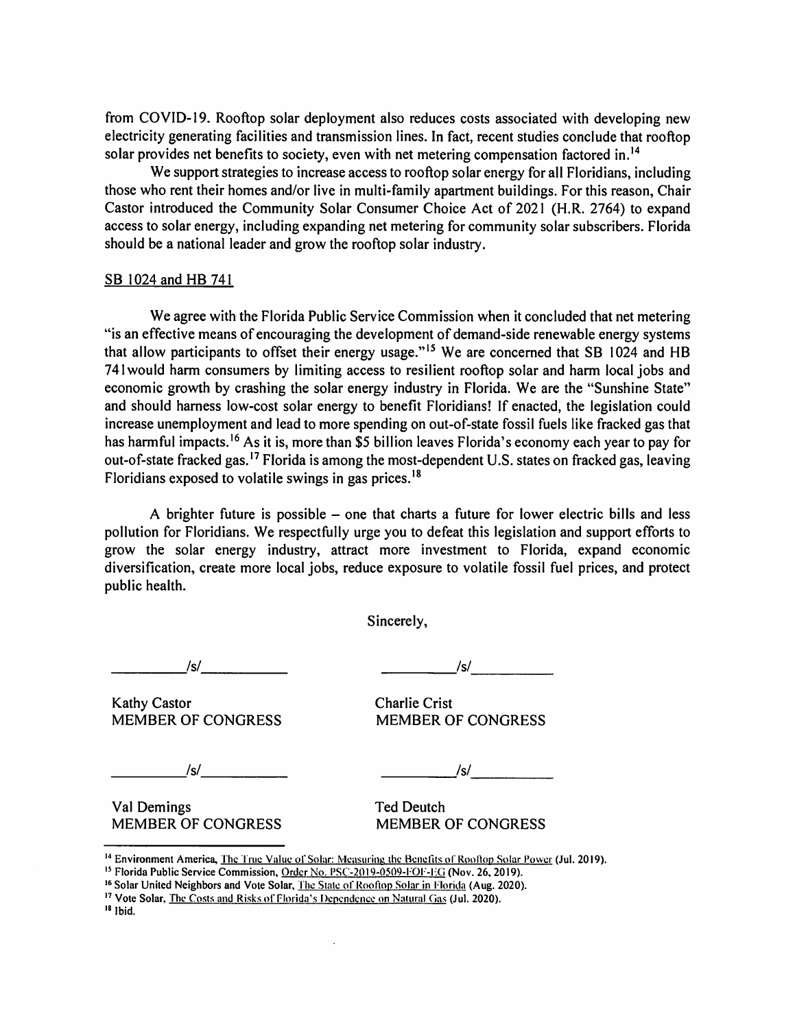from COVID-19. Rooftop solar deployment also reduces costs associated with developing new electricity generating facilities and transmission lines. In fact, recent studies conclude that rooftop solar provides net benefits to society, even with net metering compensation factored in.[14]

We support strategies to increase access to rooftop solar energy for all Floridians, including those who rent their homes and/or live in multi-family apartment buildings. For this reason, Chair Castor introduced the Community Solar Consumer Choice Act of 2021 (H.R. 2764) to expand access to solar energy, including expanding net metering for community solar subscribers. Florida should be a national leader and grow the rooftop solar industry.

SB 1024 and HB 741

We agree with the Florida Public Service Commission when it concluded that net metering "is an effective means of encouraging the development of demand-side renewable energy systems that allow participants to offset their energy usage."[15] We are concerned that SB 1024 and HB 741would harm consumers by limiting access to resilient rooftop solar and harm local jobs and economic growth by crashing the solar energy industry in Florida. We are the "Sunshine State" and should harness low-cost solar energy to benefit Floridians! If enacted, the legislation could increase unemployment and lead to more spending on out-of-state fossil fuels like fracked gas that has harmful impacts.[16] As it is, more than $5 billion leaves Florida's economy each year to pay for out-of-state fracked gas.[17] Florida is among the most-dependent U.S. states on fracked gas, leaving Floridians exposed to volatile swings in gas prices.[18]

A brighter future is possible – one that charts a future for lower electric bills and less pollution for Floridians. We respectfully urge you to defeat this legislation and support efforts to grow the solar energy industry, attract more investment to Florida, expand economic diversification, create more local jobs, reduce exposure to volatile fossil fuel prices, and protect public health.

Sincerely,

/s/
Kathy Castor
MEMBER OF CONGRESS

/s/
Charlie Crist
MEMBER OF CONGRESS

/s/
Val Demings
MEMBER OF CONGRESS

/s/
Ted Deutch
MEMBER OF CONGRESS

---

[14] Environment America, The True Value of Solar: Measuring the Benefits of Rooftop Solar Power (Jul. 2019).

[15] Florida Public Service Commission, Order No. PSC-2019-0509-FOF-EG (Nov. 26, 2019).

[16] Solar United Neighbors and Vote Solar, The State of Rooftop Solar in Florida (Aug. 2020).

[17] Vote Solar, The Costs and Risks of Florida's Dependence on Natural Gas (Jul. 2020).

[18] Ibid.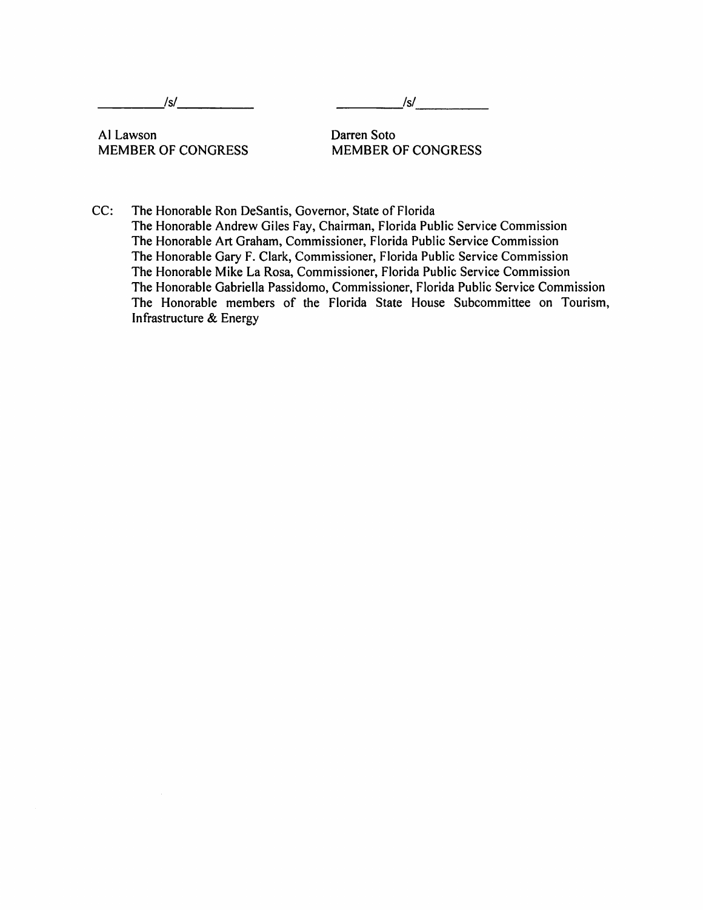/s/ 

Al Lawson  
MEMBER OF CONGRESS

/s/ 

Darren Soto  
MEMBER OF CONGRESS

CC: The Honorable Ron DeSantis, Governor, State of Florida  
The Honorable Andrew Giles Fay, Chairman, Florida Public Service Commission  
The Honorable Art Graham, Commissioner, Florida Public Service Commission  
The Honorable Gary F. Clark, Commissioner, Florida Public Service Commission  
The Honorable Mike La Rosa, Commissioner, Florida Public Service Commission  
The Honorable Gabriella Passidomo, Commissioner, Florida Public Service Commission  
The Honorable members of the Florida State House Subcommittee on Tourism, Infrastructure & Energy